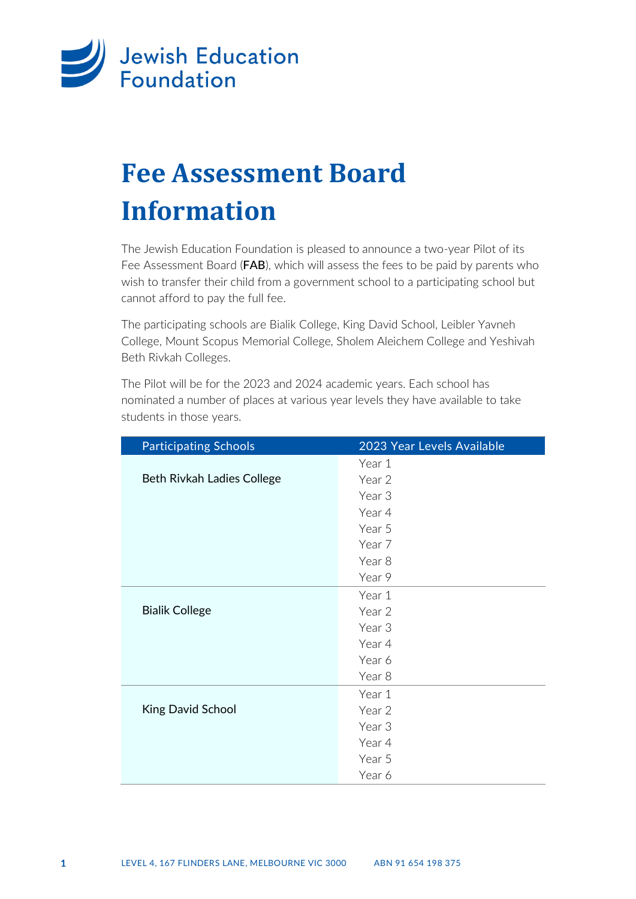Jewish Education Foundation

# Fee Assessment Board Information

The Jewish Education Foundation is pleased to announce a two-year Pilot of its Fee Assessment Board (**FAB**), which will assess the fees to be paid by parents who wish to transfer their child from a government school to a participating school but cannot afford to pay the full fee.

The participating schools are Bialik College, King David School, Leibler Yavneh College, Mount Scopus Memorial College, Sholem Aleichem College and Yeshivah Beth Rivkah Colleges.

The Pilot will be for the 2023 and 2024 academic years. Each school has nominated a number of places at various year levels they have available to take students in those years.

| Participating Schools | 2023 Year Levels Available |
| --- | --- |
| Beth Rivkah Ladies College | Year 1<br>Year 2<br>Year 3<br>Year 4<br>Year 5<br>Year 7<br>Year 8<br>Year 9 |
| Bialik College | Year 1<br>Year 2<br>Year 3<br>Year 4<br>Year 6<br>Year 8 |
| King David School | Year 1<br>Year 2<br>Year 3<br>Year 4<br>Year 5<br>Year 6 |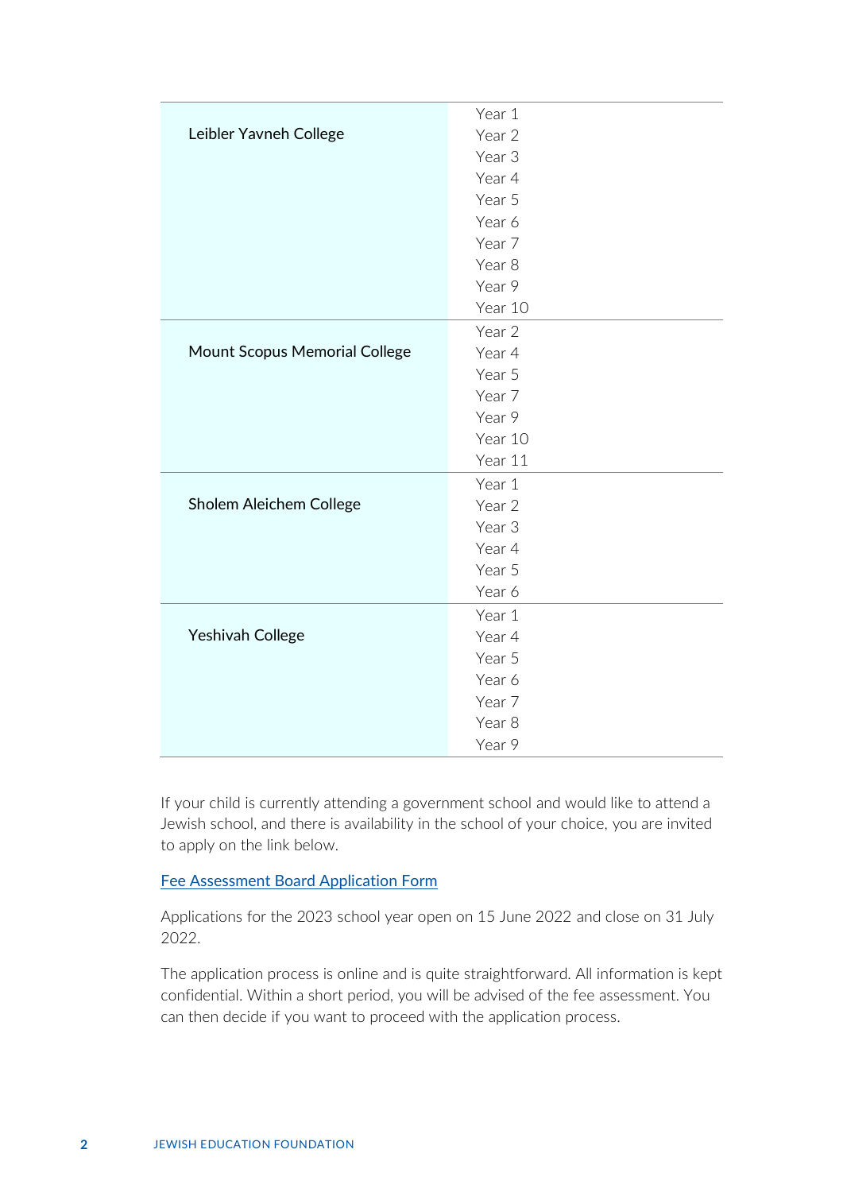| | |
|---|---|
| Leibler Yavneh College | Year 1<br>Year 2<br>Year 3<br>Year 4<br>Year 5<br>Year 6<br>Year 7<br>Year 8<br>Year 9<br>Year 10 |
| Mount Scopus Memorial College | Year 2<br>Year 4<br>Year 5<br>Year 7<br>Year 9<br>Year 10<br>Year 11 |
| Sholem Aleichem College | Year 1<br>Year 2<br>Year 3<br>Year 4<br>Year 5<br>Year 6 |
| Yeshivah College | Year 1<br>Year 4<br>Year 5<br>Year 6<br>Year 7<br>Year 8<br>Year 9 |

If your child is currently attending a government school and would like to attend a Jewish school, and there is availability in the school of your choice, you are invited to apply on the link below.

[Fee Assessment Board Application Form]

Applications for the 2023 school year open on 15 June 2022 and close on 31 July 2022.

The application process is online and is quite straightforward. All information is kept confidential. Within a short period, you will be advised of the fee assessment. You can then decide if you want to proceed with the application process.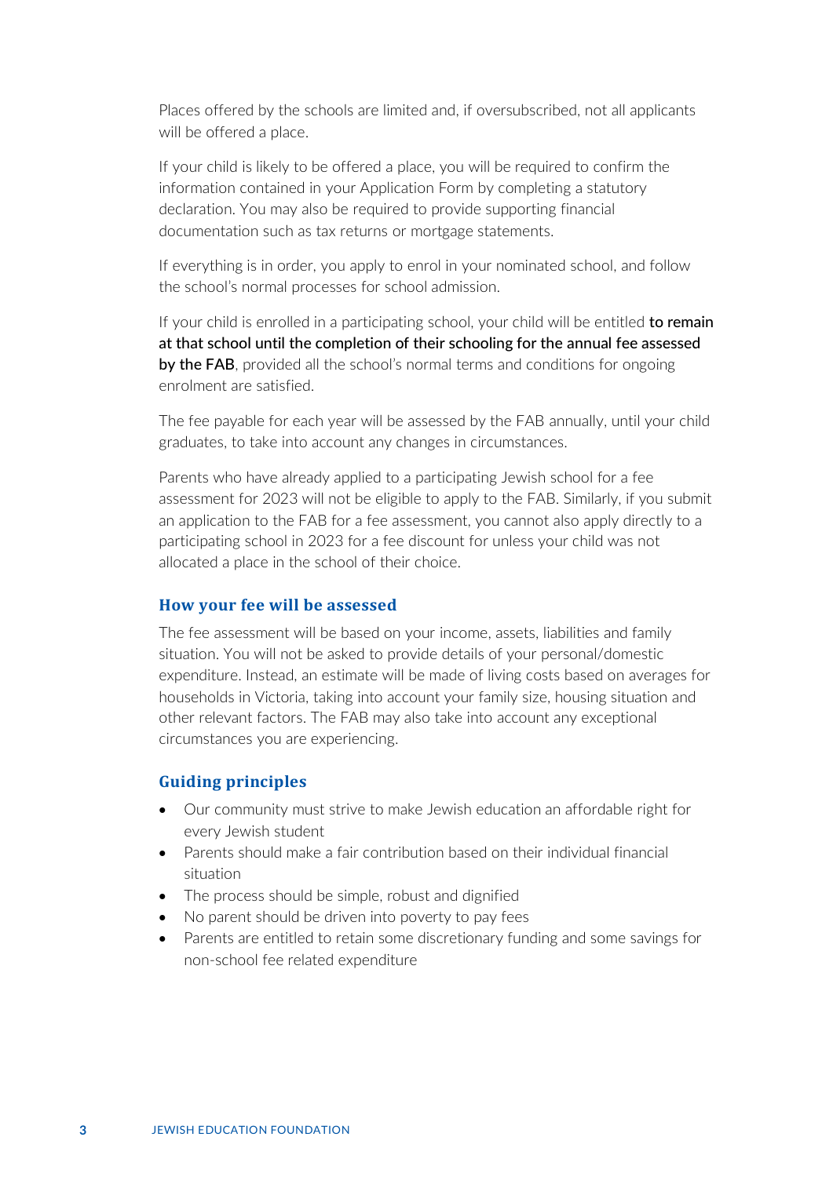Places offered by the schools are limited and, if oversubscribed, not all applicants will be offered a place.

If your child is likely to be offered a place, you will be required to confirm the information contained in your Application Form by completing a statutory declaration. You may also be required to provide supporting financial documentation such as tax returns or mortgage statements.

If everything is in order, you apply to enrol in your nominated school, and follow the school's normal processes for school admission.

If your child is enrolled in a participating school, your child will be entitled **to remain at that school until the completion of their schooling for the annual fee assessed by the FAB**, provided all the school's normal terms and conditions for ongoing enrolment are satisfied.

The fee payable for each year will be assessed by the FAB annually, until your child graduates, to take into account any changes in circumstances.

Parents who have already applied to a participating Jewish school for a fee assessment for 2023 will not be eligible to apply to the FAB. Similarly, if you submit an application to the FAB for a fee assessment, you cannot also apply directly to a participating school in 2023 for a fee discount for unless your child was not allocated a place in the school of their choice.

### How your fee will be assessed

The fee assessment will be based on your income, assets, liabilities and family situation. You will not be asked to provide details of your personal/domestic expenditure. Instead, an estimate will be made of living costs based on averages for households in Victoria, taking into account your family size, housing situation and other relevant factors. The FAB may also take into account any exceptional circumstances you are experiencing.

### Guiding principles

- Our community must strive to make Jewish education an affordable right for every Jewish student
- Parents should make a fair contribution based on their individual financial situation
- The process should be simple, robust and dignified
- No parent should be driven into poverty to pay fees
- Parents are entitled to retain some discretionary funding and some savings for non-school fee related expenditure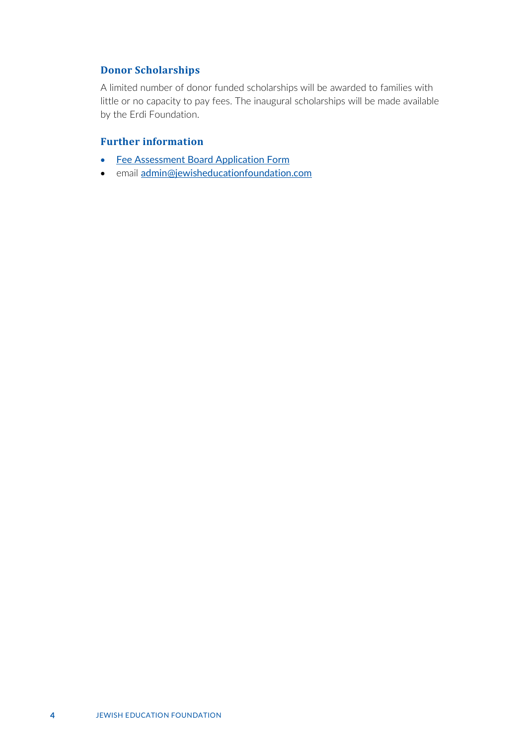### Donor Scholarships

A limited number of donor funded scholarships will be awarded to families with little or no capacity to pay fees. The inaugural scholarships will be made available by the Erdi Foundation.

### Further information

- Fee Assessment Board Application Form
- email admin@jewisheducationfoundation.com